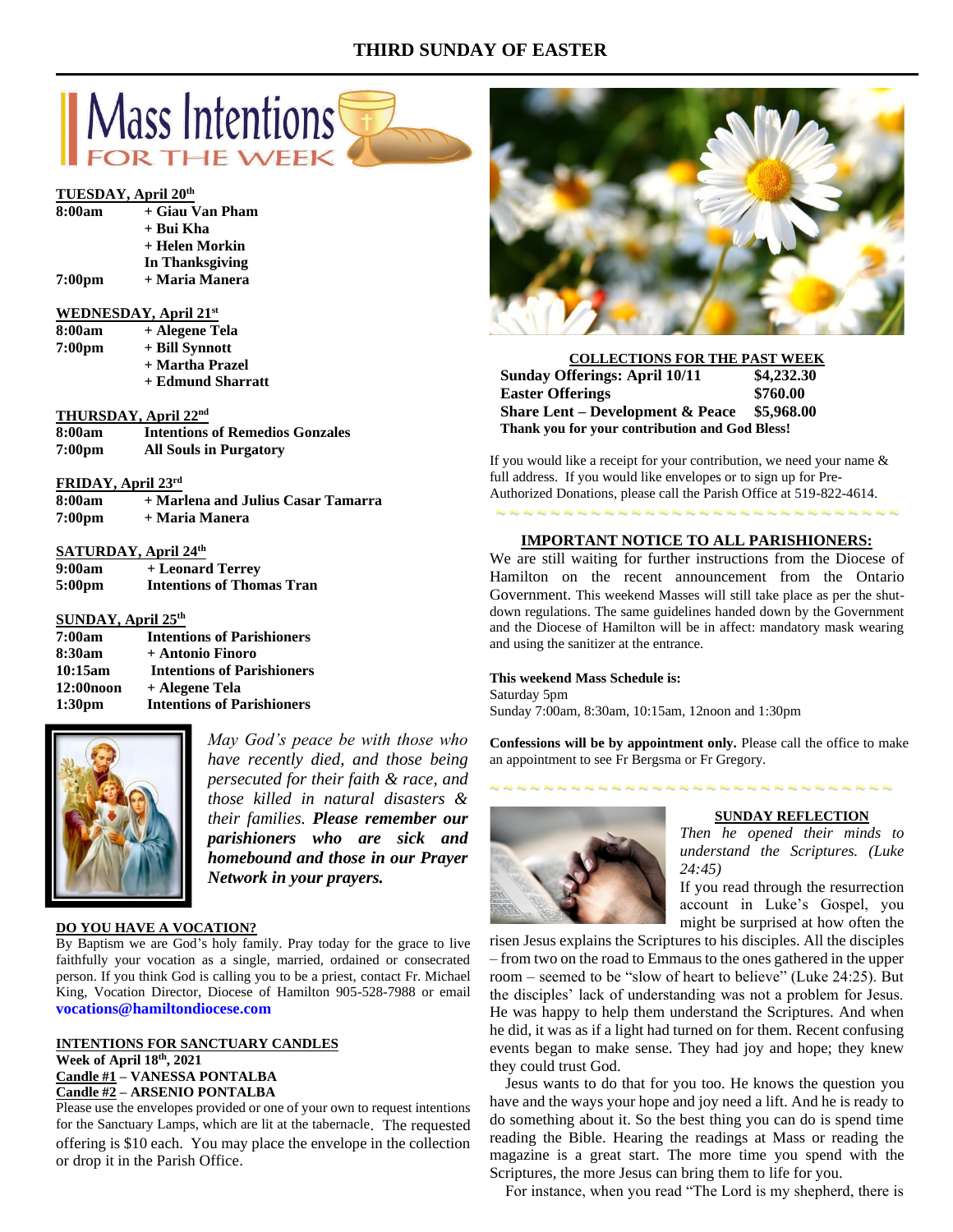# THIRD SUNDAY OF EASTER

## Mass Intentions FOR THE WEEK

**TUESDAY, April 20th**

| | |
|---|---|
| **8:00am** | **+ Giau Van Pham** |
| | **+ Bui Kha** |
| | **+ Helen Morkin** |
| | **In Thanksgiving** |
| **7:00pm** | **+ Maria Manera** |

**WEDNESDAY, April 21st**

| | |
|---|---|
| **8:00am** | **+ Alegene Tela** |
| **7:00pm** | **+ Bill Synnott** |
| | **+ Martha Prazel** |
| | **+ Edmund Sharratt** |

**THURSDAY, April 22nd**

| | |
|---|---|
| **8:00am** | **Intentions of Remedios Gonzales** |
| **7:00pm** | **All Souls in Purgatory** |

**FRIDAY, April 23rd**

| | |
|---|---|
| **8:00am** | **+ Marlena and Julius Casar Tamarra** |
| **7:00pm** | **+ Maria Manera** |

**SATURDAY, April 24th**

| | |
|---|---|
| **9:00am** | **+ Leonard Terrey** |
| **5:00pm** | **Intentions of Thomas Tran** |

**SUNDAY, April 25th**

| | |
|---|---|
| **7:00am** | **Intentions of Parishioners** |
| **8:30am** | **+ Antonio Finoro** |
| **10:15am** | **Intentions of Parishioners** |
| **12:00noon** | **+ Alegene Tela** |
| **1:30pm** | **Intentions of Parishioners** |

*May God's peace be with those who have recently died, and those being persecuted for their faith & race, and those killed in natural disasters & their families.* ***Please remember our parishioners who are sick and homebound and those in our Prayer Network in your prayers.***

**DO YOU HAVE A VOCATION?**

By Baptism we are God's holy family. Pray today for the grace to live faithfully your vocation as a single, married, ordained or consecrated person. If you think God is calling you to be a priest, contact Fr. Michael King, Vocation Director, Diocese of Hamilton 905-528-7988 or email **vocations@hamiltondiocese.com**

**INTENTIONS FOR SANCTUARY CANDLES**

**Week of April 18th, 2021**

**Candle #1 – VANESSA PONTALBA**

**Candle #2 – ARSENIO PONTALBA**

Please use the envelopes provided or one of your own to request intentions for the Sanctuary Lamps, which are lit at the tabernacle. The requested offering is $10 each. You may place the envelope in the collection or drop it in the Parish Office.

**COLLECTIONS FOR THE PAST WEEK**

| | |
|---|---|
| **Sunday Offerings: April 10/11** | **$4,232.30** |
| **Easter Offerings** | **$760.00** |
| **Share Lent – Development & Peace** | **$5,968.00** |

**Thank you for your contribution and God Bless!**

If you would like a receipt for your contribution, we need your name & full address. If you would like envelopes or to sign up for Pre-Authorized Donations, please call the Parish Office at 519-822-4614.

**IMPORTANT NOTICE TO ALL PARISHIONERS:**

We are still waiting for further instructions from the Diocese of Hamilton on the recent announcement from the Ontario Government. This weekend Masses will still take place as per the shut-down regulations. The same guidelines handed down by the Government and the Diocese of Hamilton will be in affect: mandatory mask wearing and using the sanitizer at the entrance.

**This weekend Mass Schedule is:**
Saturday 5pm
Sunday 7:00am, 8:30am, 10:15am, 12noon and 1:30pm

**Confessions will be by appointment only.** Please call the office to make an appointment to see Fr Bergsma or Fr Gregory.

**SUNDAY REFLECTION**

*Then he opened their minds to understand the Scriptures. (Luke 24:45)*

If you read through the resurrection account in Luke's Gospel, you might be surprised at how often the risen Jesus explains the Scriptures to his disciples. All the disciples – from two on the road to Emmaus to the ones gathered in the upper room – seemed to be "slow of heart to believe" (Luke 24:25). But the disciples' lack of understanding was not a problem for Jesus. He was happy to help them understand the Scriptures. And when he did, it was as if a light had turned on for them. Recent confusing events began to make sense. They had joy and hope; they knew they could trust God.

Jesus wants to do that for you too. He knows the question you have and the ways your hope and joy need a lift. And he is ready to do something about it. So the best thing you can do is spend time reading the Bible. Hearing the readings at Mass or reading the magazine is a great start. The more time you spend with the Scriptures, the more Jesus can bring them to life for you.

For instance, when you read "The Lord is my shepherd, there is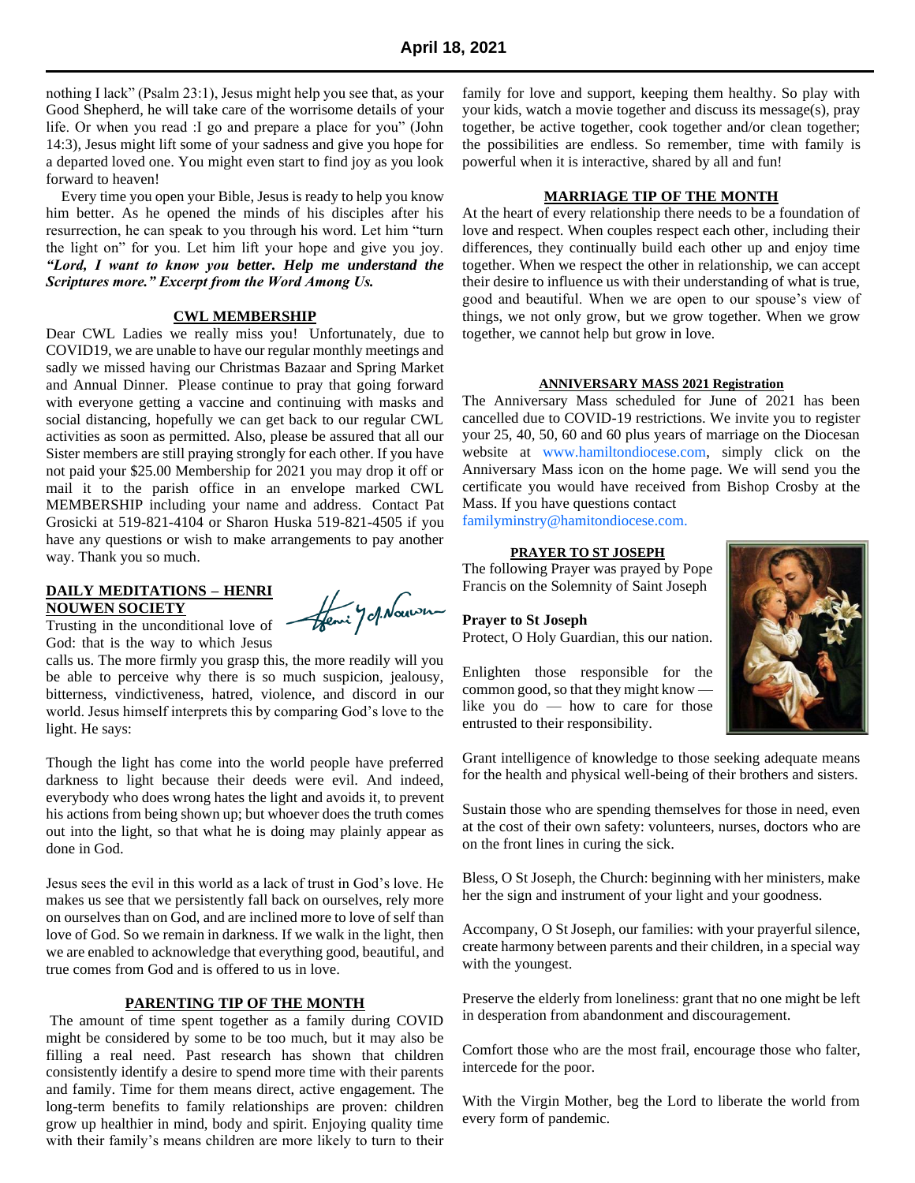nothing I lack" (Psalm 23:1), Jesus might help you see that, as your Good Shepherd, he will take care of the worrisome details of your life. Or when you read :I go and prepare a place for you" (John 14:3), Jesus might lift some of your sadness and give you hope for a departed loved one. You might even start to find joy as you look forward to heaven!

Every time you open your Bible, Jesus is ready to help you know him better. As he opened the minds of his disciples after his resurrection, he can speak to you through his word. Let him "turn the light on" for you. Let him lift your hope and give you joy. ***"Lord, I want to know you better. Help me understand the Scriptures more." Excerpt from the Word Among Us.***

## CWL MEMBERSHIP

Dear CWL Ladies we really miss you! Unfortunately, due to COVID19, we are unable to have our regular monthly meetings and sadly we missed having our Christmas Bazaar and Spring Market and Annual Dinner. Please continue to pray that going forward with everyone getting a vaccine and continuing with masks and social distancing, hopefully we can get back to our regular CWL activities as soon as permitted. Also, please be assured that all our Sister members are still praying strongly for each other. If you have not paid your $25.00 Membership for 2021 you may drop it off or mail it to the parish office in an envelope marked CWL MEMBERSHIP including your name and address. Contact Pat Grosicki at 519-821-4104 or Sharon Huska 519-821-4505 if you have any questions or wish to make arrangements to pay another way. Thank you so much.

## DAILY MEDITATIONS – HENRI NOUWEN SOCIETY

Trusting in the unconditional love of God: that is the way to which Jesus calls us. The more firmly you grasp this, the more readily will you be able to perceive why there is so much suspicion, jealousy, bitterness, vindictiveness, hatred, violence, and discord in our world. Jesus himself interprets this by comparing God's love to the light. He says:

Though the light has come into the world people have preferred darkness to light because their deeds were evil. And indeed, everybody who does wrong hates the light and avoids it, to prevent his actions from being shown up; but whoever does the truth comes out into the light, so that what he is doing may plainly appear as done in God.

Jesus sees the evil in this world as a lack of trust in God's love. He makes us see that we persistently fall back on ourselves, rely more on ourselves than on God, and are inclined more to love of self than love of God. So we remain in darkness. If we walk in the light, then we are enabled to acknowledge that everything good, beautiful, and true comes from God and is offered to us in love.

## PARENTING TIP OF THE MONTH

The amount of time spent together as a family during COVID might be considered by some to be too much, but it may also be filling a real need. Past research has shown that children consistently identify a desire to spend more time with their parents and family. Time for them means direct, active engagement. The long-term benefits to family relationships are proven: children grow up healthier in mind, body and spirit. Enjoying quality time with their family's means children are more likely to turn to their family for love and support, keeping them healthy. So play with your kids, watch a movie together and discuss its message(s), pray together, be active together, cook together and/or clean together; the possibilities are endless. So remember, time with family is powerful when it is interactive, shared by all and fun!

## MARRIAGE TIP OF THE MONTH

At the heart of every relationship there needs to be a foundation of love and respect. When couples respect each other, including their differences, they continually build each other up and enjoy time together. When we respect the other in relationship, we can accept their desire to influence us with their understanding of what is true, good and beautiful. When we are open to our spouse's view of things, we not only grow, but we grow together. When we grow together, we cannot help but grow in love.

## ANNIVERSARY MASS 2021 Registration

The Anniversary Mass scheduled for June of 2021 has been cancelled due to COVID-19 restrictions. We invite you to register your 25, 40, 50, 60 and 60 plus years of marriage on the Diocesan website at www.hamiltondiocese.com, simply click on the Anniversary Mass icon on the home page. We will send you the certificate you would have received from Bishop Crosby at the Mass. If you have questions contact familyminstry@hamitondiocese.com.

## PRAYER TO ST JOSEPH

The following Prayer was prayed by Pope Francis on the Solemnity of Saint Joseph

**Prayer to St Joseph**

Protect, O Holy Guardian, this our nation.

Enlighten those responsible for the common good, so that they might know — like you do — how to care for those entrusted to their responsibility.

Grant intelligence of knowledge to those seeking adequate means for the health and physical well-being of their brothers and sisters.

Sustain those who are spending themselves for those in need, even at the cost of their own safety: volunteers, nurses, doctors who are on the front lines in curing the sick.

Bless, O St Joseph, the Church: beginning with her ministers, make her the sign and instrument of your light and your goodness.

Accompany, O St Joseph, our families: with your prayerful silence, create harmony between parents and their children, in a special way with the youngest.

Preserve the elderly from loneliness: grant that no one might be left in desperation from abandonment and discouragement.

Comfort those who are the most frail, encourage those who falter, intercede for the poor.

With the Virgin Mother, beg the Lord to liberate the world from every form of pandemic.